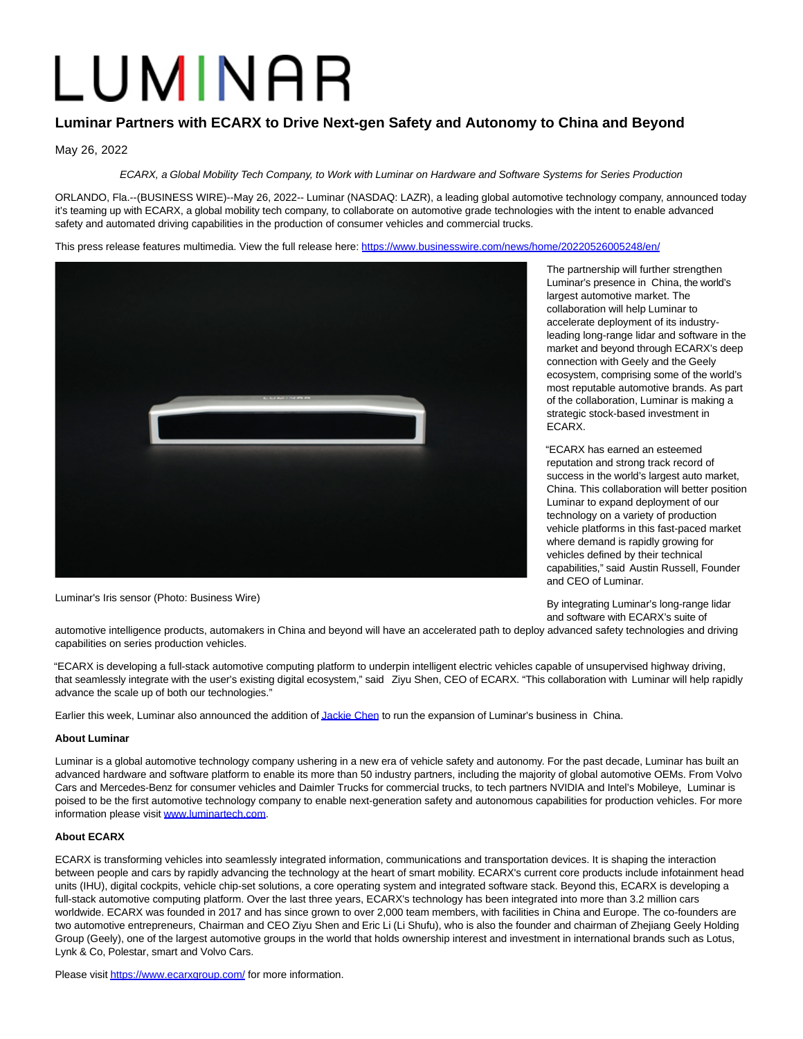# LUMINAR

## Luminar Partners with ECARX to Drive Next-gen Safety and Autonomy to China and Beyond

May 26, 2022

*ECARX, a Global Mobility Tech Company, to Work with Luminar on Hardware and Software Systems for Series Production*

ORLANDO, Fla.--(BUSINESS WIRE)--May 26, 2022-- Luminar (NASDAQ: LAZR), a leading global automotive technology company, announced today it's teaming up with ECARX, a global mobility tech company, to collaborate on automotive grade technologies with the intent to enable advanced safety and automated driving capabilities in the production of consumer vehicles and commercial trucks.

This press release features multimedia. View the full release here: https://www.businesswire.com/news/home/20220526005248/en/

Luminar's Iris sensor (Photo: Business Wire)

The partnership will further strengthen Luminar's presence in China, the world's largest automotive market. The collaboration will help Luminar to accelerate deployment of its industry-leading long-range lidar and software in the market and beyond through ECARX's deep connection with Geely and the Geely ecosystem, comprising some of the world's most reputable automotive brands. As part of the collaboration, Luminar is making a strategic stock-based investment in ECARX.

"ECARX has earned an esteemed reputation and strong track record of success in the world's largest auto market, China. This collaboration will better position Luminar to expand deployment of our technology on a variety of production vehicle platforms in this fast-paced market where demand is rapidly growing for vehicles defined by their technical capabilities," said Austin Russell, Founder and CEO of Luminar.

By integrating Luminar's long-range lidar and software with ECARX's suite of automotive intelligence products, automakers in China and beyond will have an accelerated path to deploy advanced safety technologies and driving capabilities on series production vehicles.

"ECARX is developing a full-stack automotive computing platform to underpin intelligent electric vehicles capable of unsupervised highway driving, that seamlessly integrate with the user's existing digital ecosystem," said Ziyu Shen, CEO of ECARX. "This collaboration with Luminar will help rapidly advance the scale up of both our technologies."

Earlier this week, Luminar also announced the addition of Jackie Chen to run the expansion of Luminar's business in China.

**About Luminar**

Luminar is a global automotive technology company ushering in a new era of vehicle safety and autonomy. For the past decade, Luminar has built an advanced hardware and software platform to enable its more than 50 industry partners, including the majority of global automotive OEMs. From Volvo Cars and Mercedes-Benz for consumer vehicles and Daimler Trucks for commercial trucks, to tech partners NVIDIA and Intel's Mobileye, Luminar is poised to be the first automotive technology company to enable next-generation safety and autonomous capabilities for production vehicles. For more information please visit www.luminartech.com.

**About ECARX**

ECARX is transforming vehicles into seamlessly integrated information, communications and transportation devices. It is shaping the interaction between people and cars by rapidly advancing the technology at the heart of smart mobility. ECARX's current core products include infotainment head units (IHU), digital cockpits, vehicle chip-set solutions, a core operating system and integrated software stack. Beyond this, ECARX is developing a full-stack automotive computing platform. Over the last three years, ECARX's technology has been integrated into more than 3.2 million cars worldwide. ECARX was founded in 2017 and has since grown to over 2,000 team members, with facilities in China and Europe. The co-founders are two automotive entrepreneurs, Chairman and CEO Ziyu Shen and Eric Li (Li Shufu), who is also the founder and chairman of Zhejiang Geely Holding Group (Geely), one of the largest automotive groups in the world that holds ownership interest and investment in international brands such as Lotus, Lynk & Co, Polestar, smart and Volvo Cars.

Please visit https://www.ecarxgroup.com/ for more information.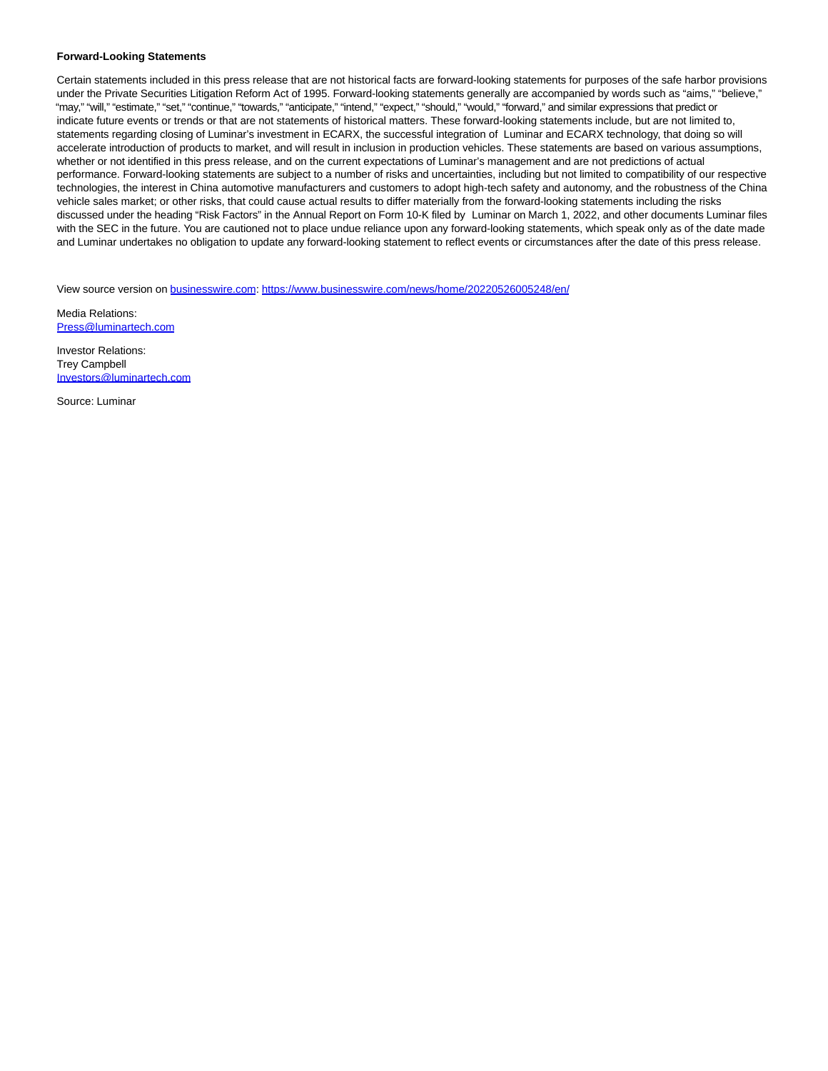**Forward-Looking Statements**

Certain statements included in this press release that are not historical facts are forward-looking statements for purposes of the safe harbor provisions under the Private Securities Litigation Reform Act of 1995. Forward-looking statements generally are accompanied by words such as "aims," "believe," "may," "will," "estimate," "set," "continue," "towards," "anticipate," "intend," "expect," "should," "would," "forward," and similar expressions that predict or indicate future events or trends or that are not statements of historical matters. These forward-looking statements include, but are not limited to, statements regarding closing of Luminar's investment in ECARX, the successful integration of Luminar and ECARX technology, that doing so will accelerate introduction of products to market, and will result in inclusion in production vehicles. These statements are based on various assumptions, whether or not identified in this press release, and on the current expectations of Luminar's management and are not predictions of actual performance. Forward-looking statements are subject to a number of risks and uncertainties, including but not limited to compatibility of our respective technologies, the interest in China automotive manufacturers and customers to adopt high-tech safety and autonomy, and the robustness of the China vehicle sales market; or other risks, that could cause actual results to differ materially from the forward-looking statements including the risks discussed under the heading "Risk Factors" in the Annual Report on Form 10-K filed by Luminar on March 1, 2022, and other documents Luminar files with the SEC in the future. You are cautioned not to place undue reliance upon any forward-looking statements, which speak only as of the date made and Luminar undertakes no obligation to update any forward-looking statement to reflect events or circumstances after the date of this press release.

View source version on businesswire.com: https://www.businesswire.com/news/home/20220526005248/en/

Media Relations:
Press@luminartech.com

Investor Relations:
Trey Campbell
Investors@luminartech.com

Source: Luminar